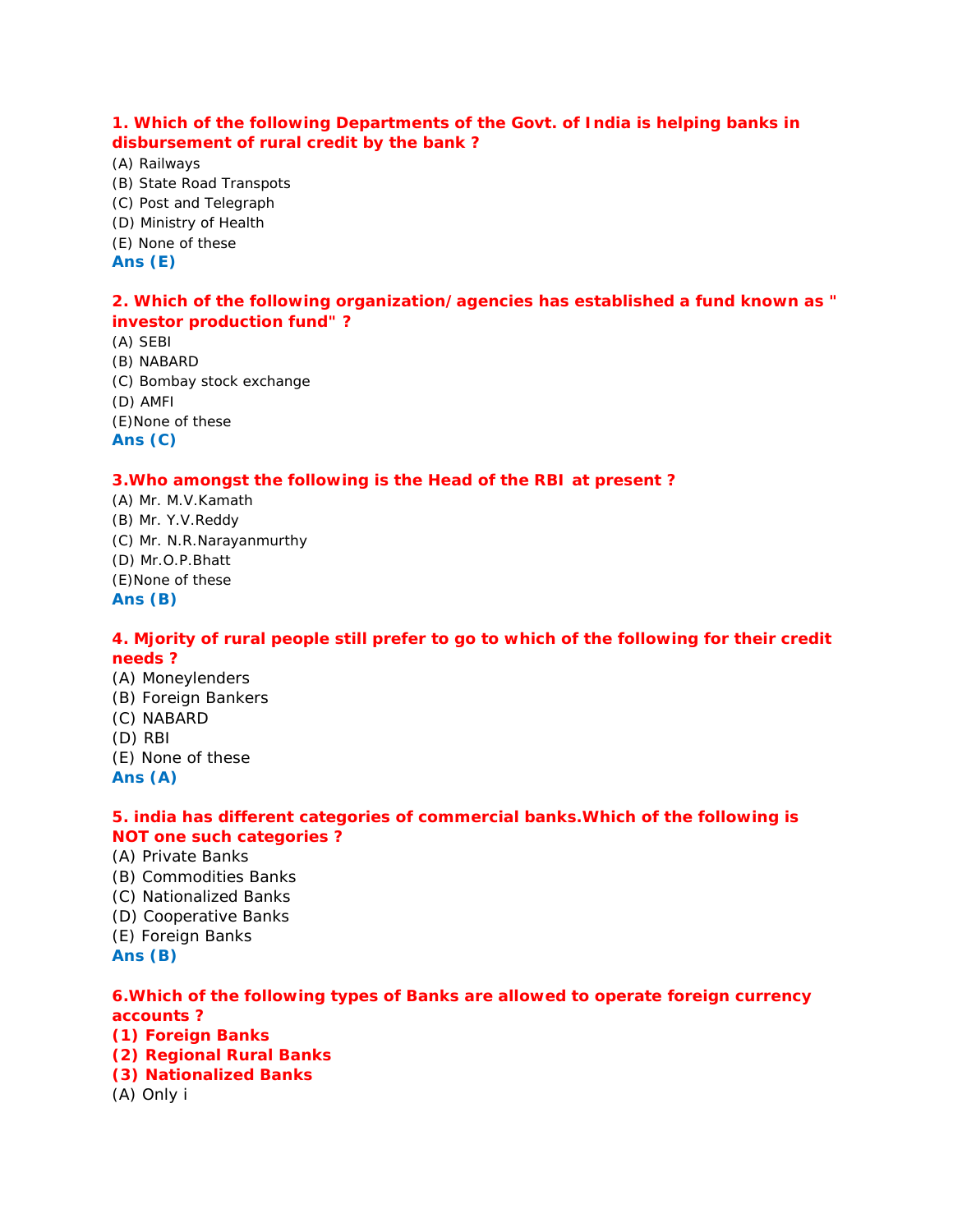**1. Which of the following Departments of the Govt. of India is helping banks in disbursement of rural credit by the bank ?**

(A) Railways
(B) State Road Transpots
(C) Post and Telegraph
(D) Ministry of Health
(E) None of these
**Ans (E)**

**2. Which of the following organization/agencies has established a fund known as " investor production fund" ?**

(A) SEBI
(B) NABARD
(C) Bombay stock exchange
(D) AMFI
(E)None of these
**Ans (C)**

**3.Who amongst the following is the Head of the RBI at present ?**

(A) Mr. M.V.Kamath
(B) Mr. Y.V.Reddy
(C) Mr. N.R.Narayanmurthy
(D) Mr.O.P.Bhatt
(E)None of these
**Ans (B)**

**4. Mjority of rural people still prefer to go to which of the following for their credit needs ?**

(A) Moneylenders
(B) Foreign Bankers
(C) NABARD
(D) RBI
(E) None of these
**Ans (A)**

**5. india has different categories of commercial banks.Which of the following is NOT one such categories ?**

(A) Private Banks
(B) Commodities Banks
(C) Nationalized Banks
(D) Cooperative Banks
(E) Foreign Banks
**Ans (B)**

**6.Which of the following types of Banks are allowed to operate foreign currency accounts ?**
**(1) Foreign Banks**
**(2) Regional Rural Banks**
**(3) Nationalized Banks**

(A) Only i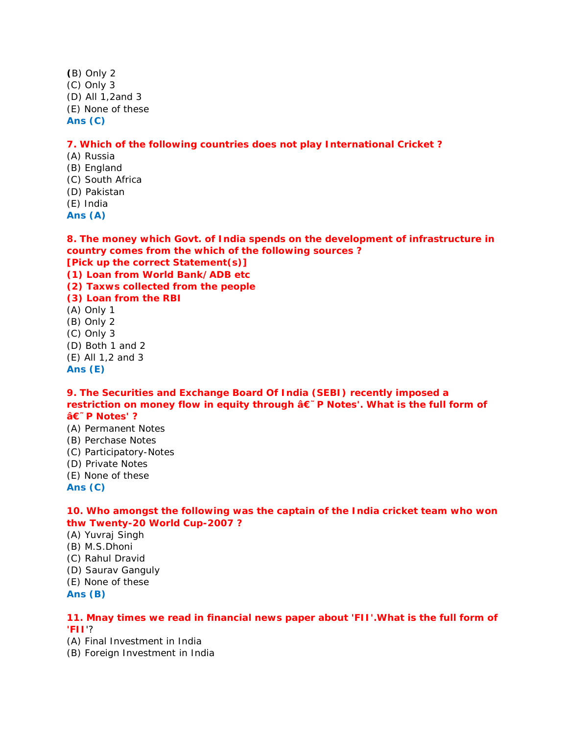**(**B) Only 2
(C) Only 3
(D) All 1,2and 3
(E) None of these
**Ans (C)**

**7. Which of the following countries does not play International Cricket ?**
(A) Russia
(B) England
(C) South Africa
(D) Pakistan
(E) India
**Ans (A)**

**8. The money which Govt. of India spends on the development of infrastructure in country comes from the which of the following sources ?**
**[Pick up the correct Statement(s)]**
**(1) Loan from World Bank/ADB etc**
**(2) Taxws collected from the people**
**(3) Loan from the RBI**
(A) Only 1
(B) Only 2
(C) Only 3
(D) Both 1 and 2
(E) All 1,2 and 3
**Ans (E)**

**9. The Securities and Exchange Board Of India (SEBI) recently imposed a restriction on money flow in equity through â€˜ P Notes'. What is the full form of â€˜ P Notes' ?**
(A) Permanent Notes
(B) Perchase Notes
(C) Participatory-Notes
(D) Private Notes
(E) None of these
**Ans (C)**

**10. Who amongst the following was the captain of the India cricket team who won thw Twenty-20 World Cup-2007 ?**
(A) Yuvraj Singh
(B) M.S.Dhoni
(C) Rahul Dravid
(D) Saurav Ganguly
(E) None of these
**Ans (B)**

**11. Mnay times we read in financial news paper about 'FII'.What is the full form of 'FII'**?
(A) Final Investment in India
(B) Foreign Investment in India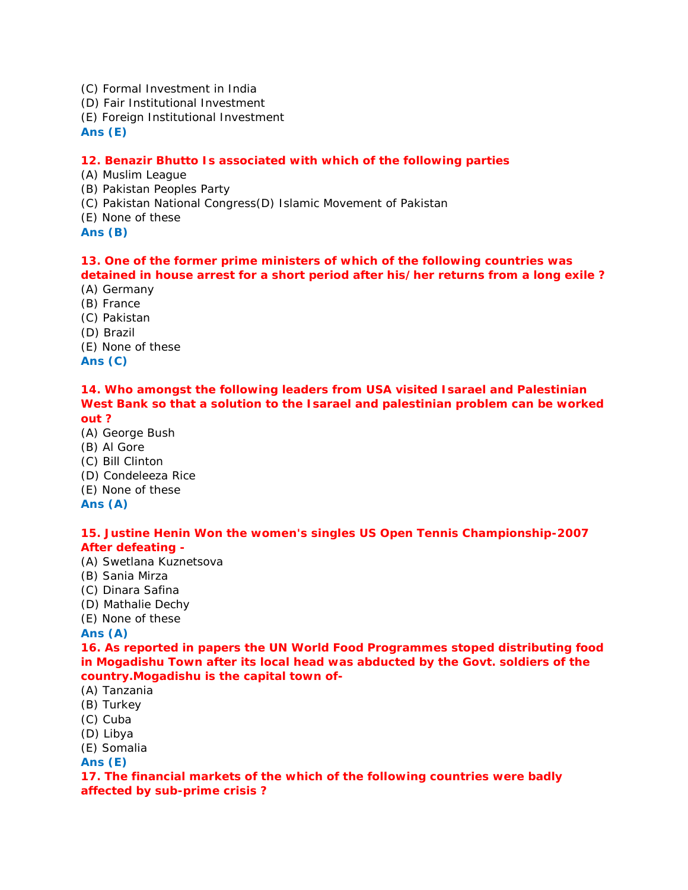(C) Formal Investment in India
(D) Fair Institutional Investment
(E) Foreign Institutional Investment
**Ans (E)**

**12. Benazir Bhutto Is associated with which of the following parties**
(A) Muslim League
(B) Pakistan Peoples Party
(C) Pakistan National Congress(D) Islamic Movement of Pakistan
(E) None of these
**Ans (B)**

**13. One of the former prime ministers of which of the following countries was detained in house arrest for a short period after his/her returns from a long exile ?**
(A) Germany
(B) France
(C) Pakistan
(D) Brazil
(E) None of these
**Ans (C)**

**14. Who amongst the following leaders from USA visited Isarael and Palestinian West Bank so that a solution to the Isarael and palestinian problem can be worked out ?**
(A) George Bush
(B) Al Gore
(C) Bill Clinton
(D) Condeleeza Rice
(E) None of these
**Ans (A)**

**15. Justine Henin Won the women's singles US Open Tennis Championship-2007 After defeating -**
(A) Swetlana Kuznetsova
(B) Sania Mirza
(C) Dinara Safina
(D) Mathalie Dechy
(E) None of these
**Ans (A)**

**16. As reported in papers the UN World Food Programmes stoped distributing food in Mogadishu Town after its local head was abducted by the Govt. soldiers of the country.Mogadishu is the capital town of-**
(A) Tanzania
(B) Turkey
(C) Cuba
(D) Libya
(E) Somalia
**Ans (E)**

**17. The financial markets of the which of the following countries were badly affected by sub-prime crisis ?**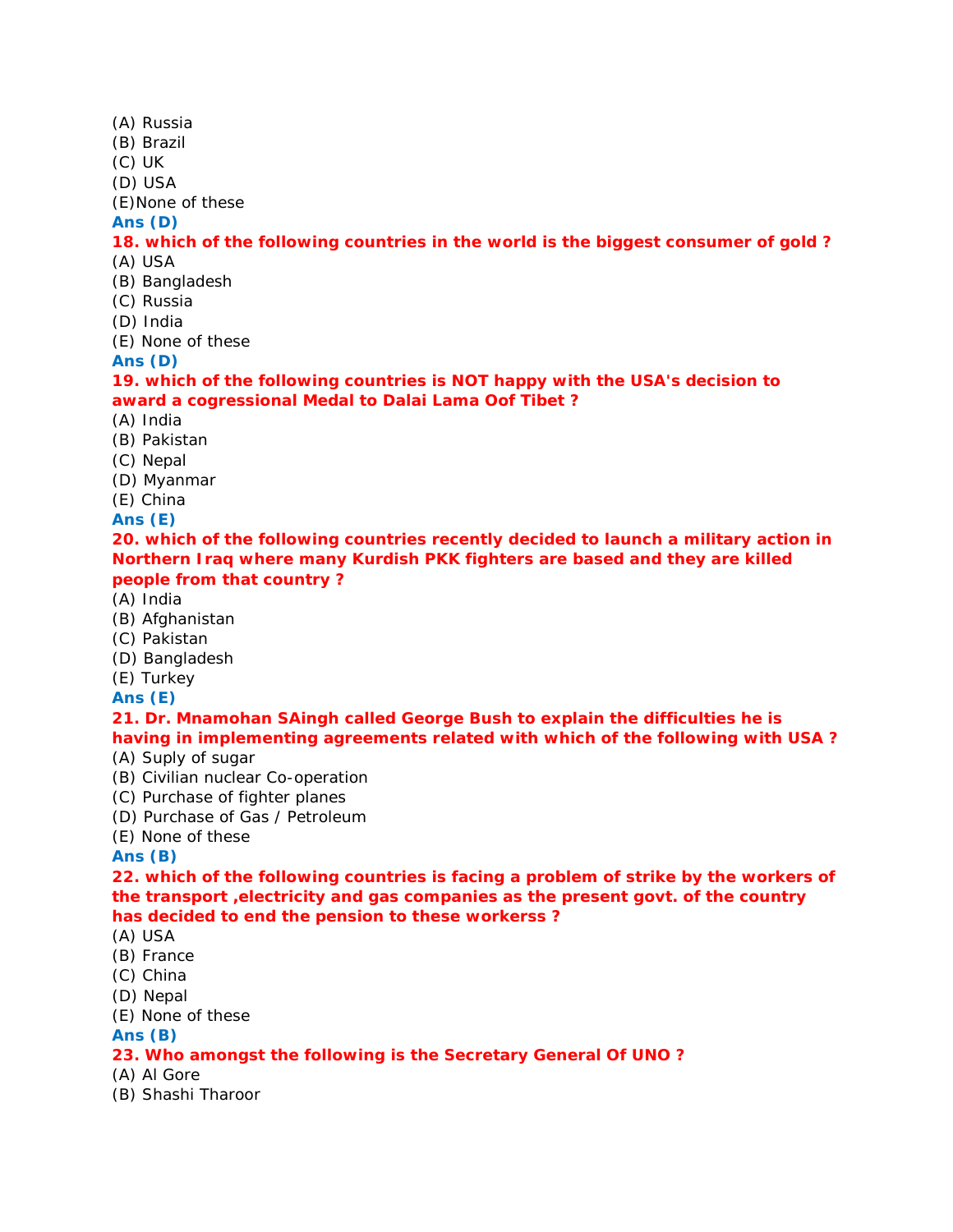(A) Russia
(B) Brazil
(C) UK
(D) USA
(E)None of these
**Ans (D)**
**18. which of the following countries in the world is the biggest consumer of gold ?**
(A) USA
(B) Bangladesh
(C) Russia
(D) India
(E) None of these
**Ans (D)**
**19. which of the following countries is NOT happy with the USA's decision to award a cogressional Medal to Dalai Lama Oof Tibet ?**
(A) India
(B) Pakistan
(C) Nepal
(D) Myanmar
(E) China
**Ans (E)**
**20. which of the following countries recently decided to launch a military action in Northern Iraq where many Kurdish PKK fighters are based and they are killed people from that country ?**
(A) India
(B) Afghanistan
(C) Pakistan
(D) Bangladesh
(E) Turkey
**Ans (E)**
**21. Dr. Mnamohan SAingh called George Bush to explain the difficulties he is having in implementing agreements related with which of the following with USA ?**
(A) Suply of sugar
(B) Civilian nuclear Co-operation
(C) Purchase of fighter planes
(D) Purchase of Gas / Petroleum
(E) None of these
**Ans (B)**
**22. which of the following countries is facing a problem of strike by the workers of the transport ,electricity and gas companies as the present govt. of the country has decided to end the pension to these workerss ?**
(A) USA
(B) France
(C) China
(D) Nepal
(E) None of these
**Ans (B)**
**23. Who amongst the following is the Secretary General Of UNO ?**
(A) Al Gore
(B) Shashi Tharoor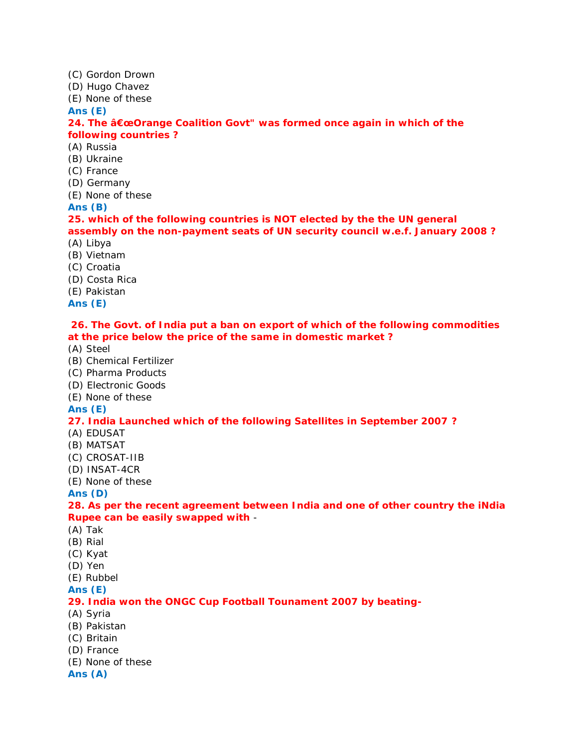(C) Gordon Drown
(D) Hugo Chavez
(E) None of these
**Ans (E)**
**24. The â€œOrange Coalition Govt" was formed once again in which of the following countries ?**
(A) Russia
(B) Ukraine
(C) France
(D) Germany
(E) None of these
**Ans (B)**
**25. which of the following countries is NOT elected by the the UN general assembly on the non-payment seats of UN security council w.e.f. January 2008 ?**
(A) Libya
(B) Vietnam
(C) Croatia
(D) Costa Rica
(E) Pakistan
**Ans (E)**

**26. The Govt. of India put a ban on export of which of the following commodities at the price below the price of the same in domestic market ?**
(A) Steel
(B) Chemical Fertilizer
(C) Pharma Products
(D) Electronic Goods
(E) None of these
**Ans (E)**
**27. India Launched which of the following Satellites in September 2007 ?**
(A) EDUSAT
(B) MATSAT
(C) CROSAT-IIB
(D) INSAT-4CR
(E) None of these
**Ans (D)**
**28. As per the recent agreement between India and one of other country the iNdia Rupee can be easily swapped with** -
(A) Tak
(B) Rial
(C) Kyat
(D) Yen
(E) Rubbel
**Ans (E)**
**29. India won the ONGC Cup Football Tounament 2007 by beating-**
(A) Syria
(B) Pakistan
(C) Britain
(D) France
(E) None of these
**Ans (A)**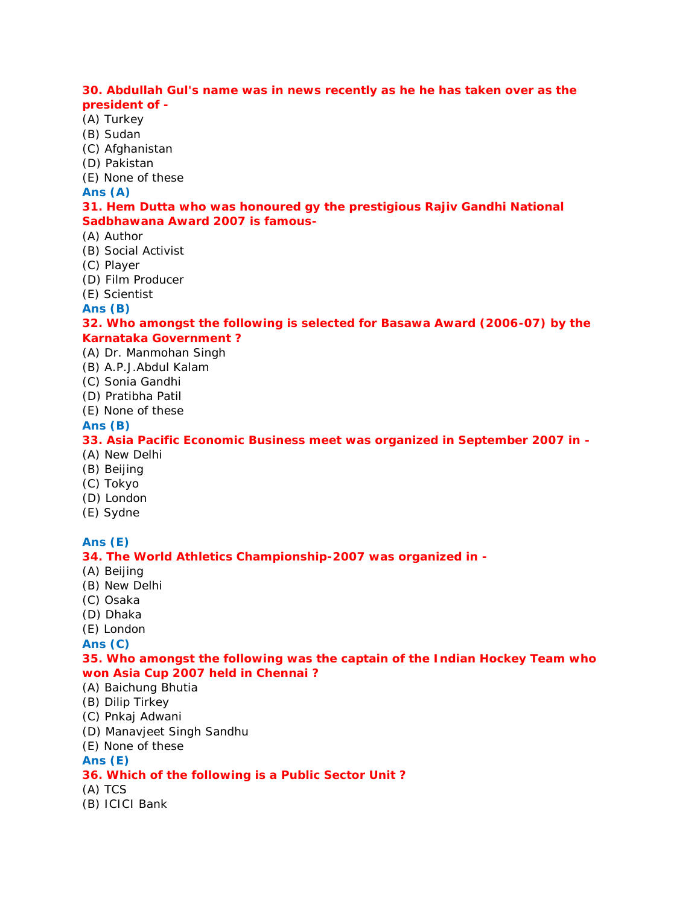**30. Abdullah Gul's name was in news recently as he he has taken over as the president of -**
(A) Turkey
(B) Sudan
(C) Afghanistan
(D) Pakistan
(E) None of these
**Ans (A)**

**31. Hem Dutta who was honoured gy the prestigious Rajiv Gandhi National Sadbhawana Award 2007 is famous-**
(A) Author
(B) Social Activist
(C) Player
(D) Film Producer
(E) Scientist
**Ans (B)**

**32. Who amongst the following is selected for Basawa Award (2006-07) by the Karnataka Government ?**
(A) Dr. Manmohan Singh
(B) A.P.J.Abdul Kalam
(C) Sonia Gandhi
(D) Pratibha Patil
(E) None of these
**Ans (B)**

**33. Asia Pacific Economic Business meet was organized in September 2007 in -**
(A) New Delhi
(B) Beijing
(C) Tokyo
(D) London
(E) Sydne

**Ans (E)**

**34. The World Athletics Championship-2007 was organized in -**
(A) Beijing
(B) New Delhi
(C) Osaka
(D) Dhaka
(E) London
**Ans (C)**

**35. Who amongst the following was the captain of the Indian Hockey Team who won Asia Cup 2007 held in Chennai ?**
(A) Baichung Bhutia
(B) Dilip Tirkey
(C) Pnkaj Adwani
(D) Manavjeet Singh Sandhu
(E) None of these
**Ans (E)**

**36. Which of the following is a Public Sector Unit ?**
(A) TCS
(B) ICICI Bank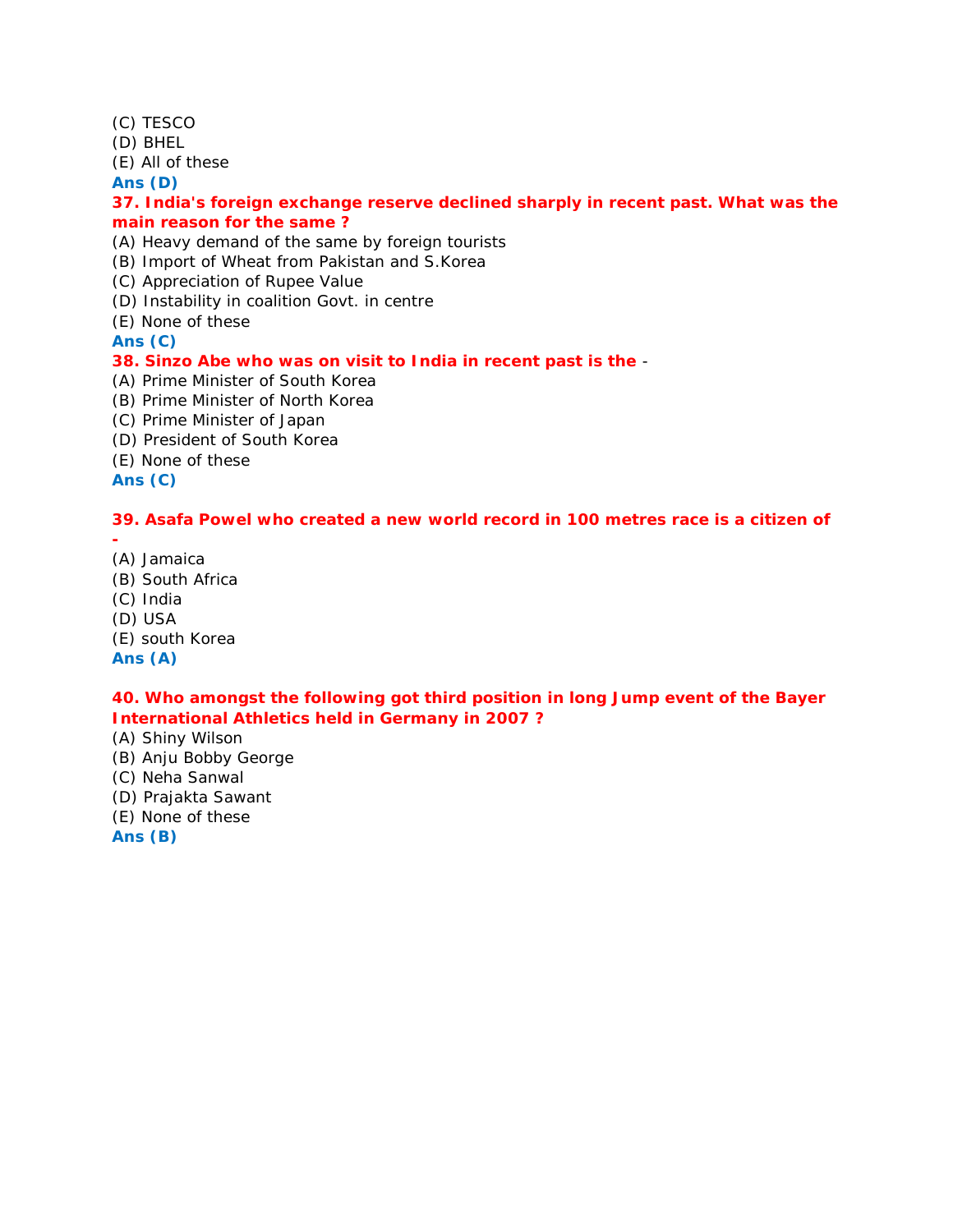(C) TESCO
(D) BHEL
(E) All of these

**Ans (D)**

**37. India's foreign exchange reserve declined sharply in recent past. What was the main reason for the same ?**

(A) Heavy demand of the same by foreign tourists
(B) Import of Wheat from Pakistan and S.Korea
(C) Appreciation of Rupee Value
(D) Instability in coalition Govt. in centre
(E) None of these

**Ans (C)**

**38. Sinzo Abe who was on visit to India in recent past is the** -

(A) Prime Minister of South Korea
(B) Prime Minister of North Korea
(C) Prime Minister of Japan
(D) President of South Korea
(E) None of these

**Ans (C)**

**39. Asafa Powel who created a new world record in 100 metres race is a citizen of -**

(A) Jamaica
(B) South Africa
(C) India
(D) USA
(E) south Korea

**Ans (A)**

**40. Who amongst the following got third position in long Jump event of the Bayer International Athletics held in Germany in 2007 ?**

(A) Shiny Wilson
(B) Anju Bobby George
(C) Neha Sanwal
(D) Prajakta Sawant
(E) None of these

**Ans (B)**